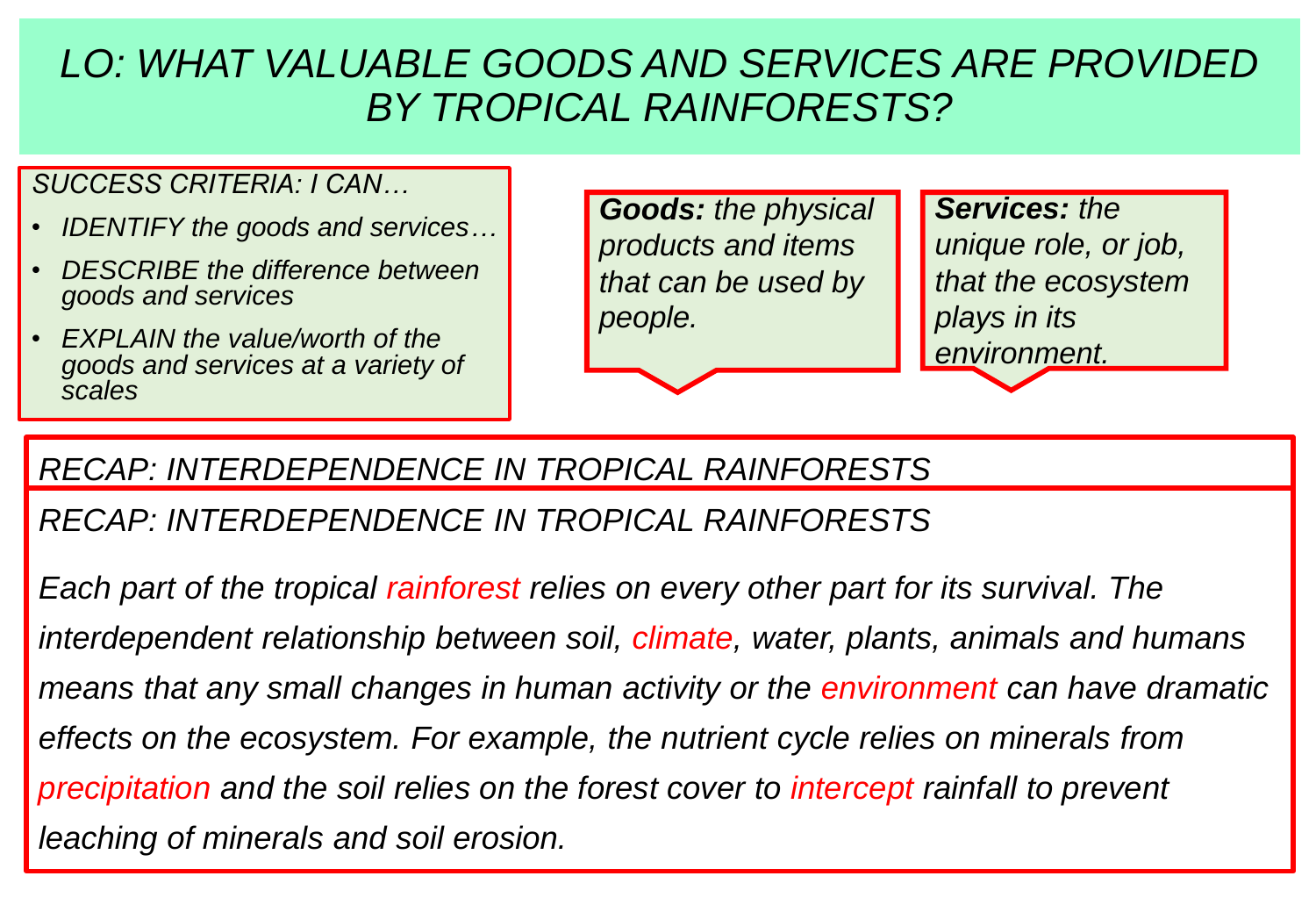# *LO: WHAT VALUABLE GOODS AND SERVICES ARE PROVIDED BY TROPICAL RAINFORESTS?*

*SUCCESS CRITERIA: I CAN…*

- *IDENTIFY the goods and services…*
- *DESCRIBE the difference between goods and services*
- *EXPLAIN the value/worth of the goods and services at a variety of scales*

***Goods:*** *the physical products and items that can be used by people.*

***Services:*** *the unique role, or job, that the ecosystem plays in its environment.*

## *RECAP: INTERDEPENDENCE IN TROPICAL RAINFORESTS*

## *RECAP: INTERDEPENDENCE IN TROPICAL RAINFORESTS*

*Each part of the tropical rainforest relies on every other part for its survival. The interdependent relationship between soil, climate, water, plants, animals and humans means that any small changes in human activity or the environment can have dramatic effects on the ecosystem. For example, the nutrient cycle relies on minerals from precipitation and the soil relies on the forest cover to intercept rainfall to prevent leaching of minerals and soil erosion.*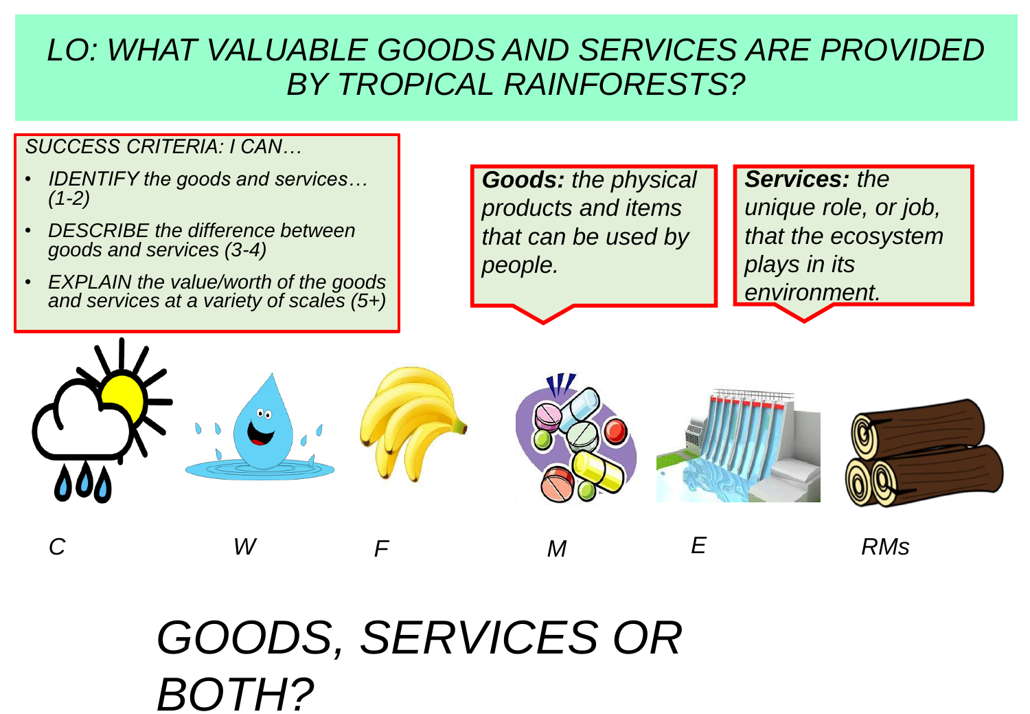# *LO: WHAT VALUABLE GOODS AND SERVICES ARE PROVIDED BY TROPICAL RAINFORESTS?*

*SUCCESS CRITERIA: I CAN…*

- *IDENTIFY the goods and services… (1-2)*
- *DESCRIBE the difference between goods and services (3-4)*
- *EXPLAIN the value/worth of the goods and services at a variety of scales (5+)*

***Goods:** the physical products and items that can be used by people.*

***Services:** the unique role, or job, that the ecosystem plays in its environment.*

*C* *W* *F* *M* *E* *RMs*

## *GOODS, SERVICES OR BOTH?*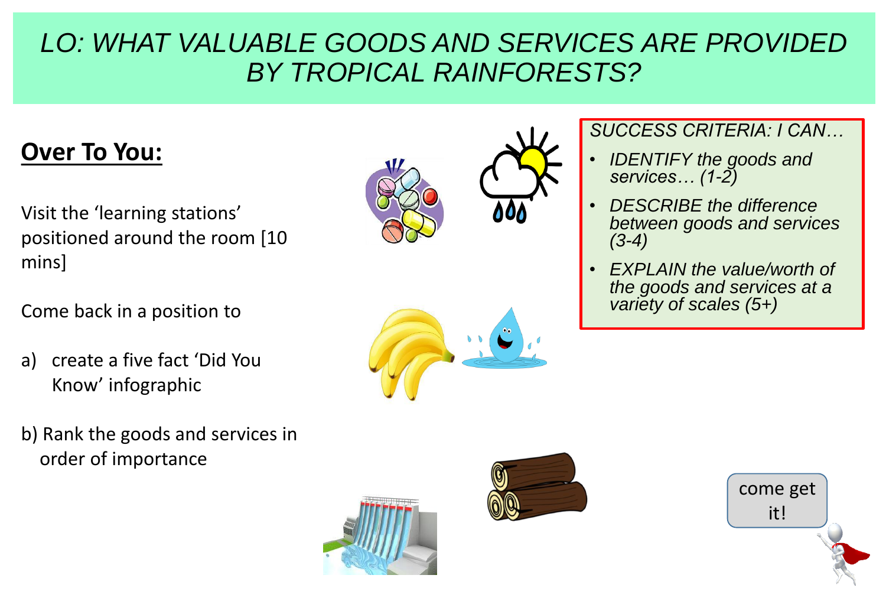# *LO: WHAT VALUABLE GOODS AND SERVICES ARE PROVIDED BY TROPICAL RAINFORESTS?*

## **Over To You:**

Visit the 'learning stations' positioned around the room [10 mins]

Come back in a position to

a) create a five fact 'Did You Know' infographic

b) Rank the goods and services in order of importance

*SUCCESS CRITERIA: I CAN…*

- *IDENTIFY the goods and services… (1-2)*
- *DESCRIBE the difference between goods and services (3-4)*
- *EXPLAIN the value/worth of the goods and services at a variety of scales (5+)*

come get it!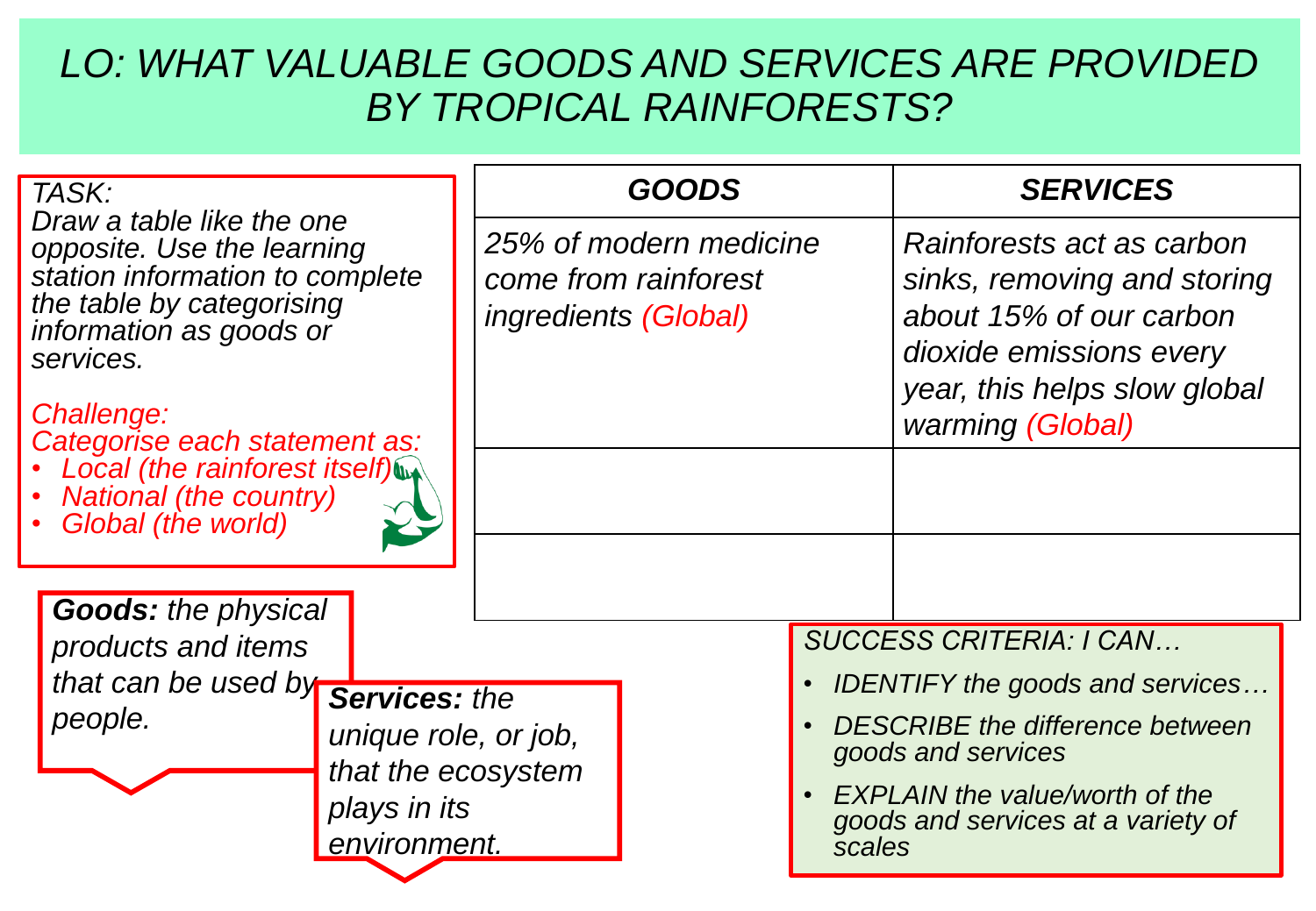# *LO: WHAT VALUABLE GOODS AND SERVICES ARE PROVIDED BY TROPICAL RAINFORESTS?*

*TASK:*
*Draw a table like the one opposite. Use the learning station information to complete the table by categorising information as goods or services.*

*Challenge:*
*Categorise each statement as:*

- *Local (the rainforest itself)*
- *National (the country)*
- *Global (the world)*

| ***GOODS*** | ***SERVICES*** |
| --- | --- |
| *25% of modern medicine come from rainforest ingredients (Global)* | *Rainforests act as carbon sinks, removing and storing about 15% of our carbon dioxide emissions every year, this helps slow global warming (Global)* |
| | |
| | |

***Goods:*** *the physical products and items that can be used by people.*

***Services:*** *the unique role, or job, that the ecosystem plays in its environment.*

*SUCCESS CRITERIA: I CAN…*

- *IDENTIFY the goods and services…*
- *DESCRIBE the difference between goods and services*
- *EXPLAIN the value/worth of the goods and services at a variety of scales*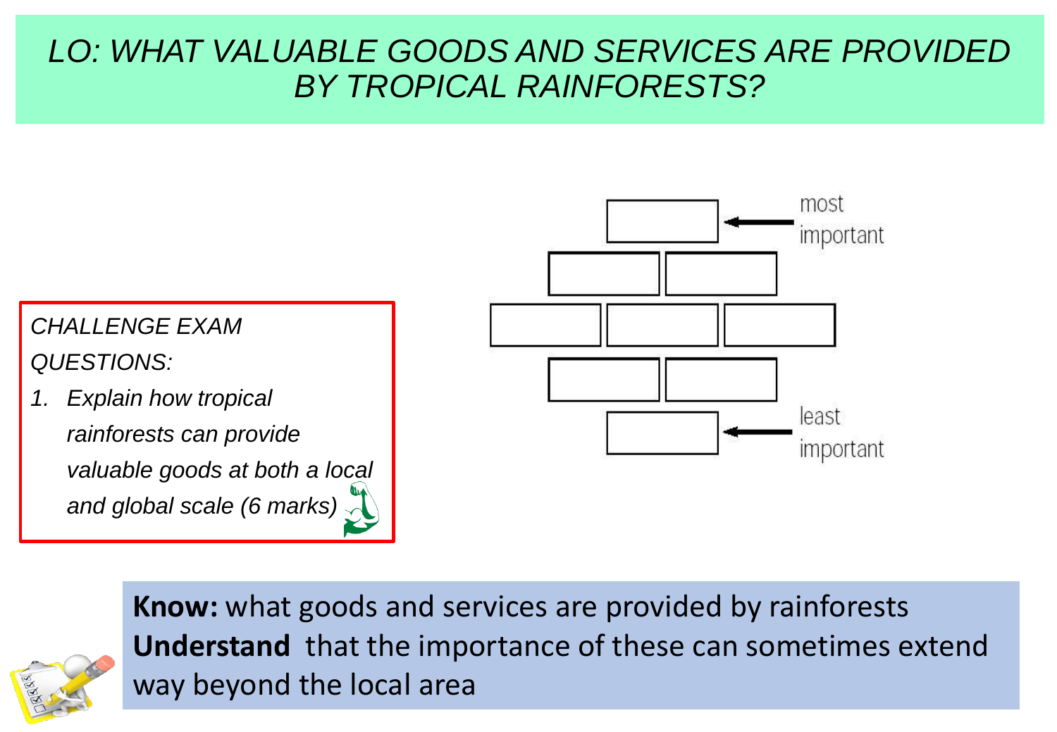# *LO: WHAT VALUABLE GOODS AND SERVICES ARE PROVIDED BY TROPICAL RAINFORESTS?*

most important

least important

*CHALLENGE EXAM QUESTIONS:*

1. *Explain how tropical rainforests can provide valuable goods at both a local and global scale (6 marks)*

**Know:** what goods and services are provided by rainforests
**Understand** that the importance of these can sometimes extend way beyond the local area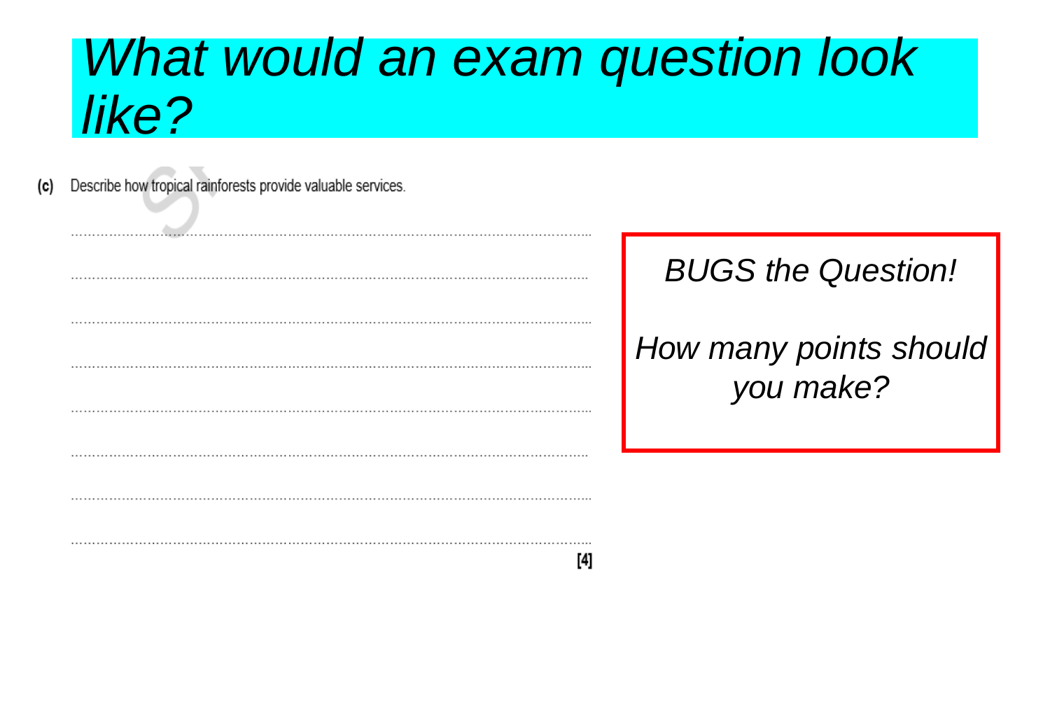# *What would an exam question look like?*

**(c)** Describe how tropical rainforests provide valuable services.

..........................................................................................................................

..........................................................................................................................

..........................................................................................................................

..........................................................................................................................

..........................................................................................................................

..........................................................................................................................

..........................................................................................................................

..........................................................................................................................

[4]

*BUGS the Question!*

*How many points should you make?*